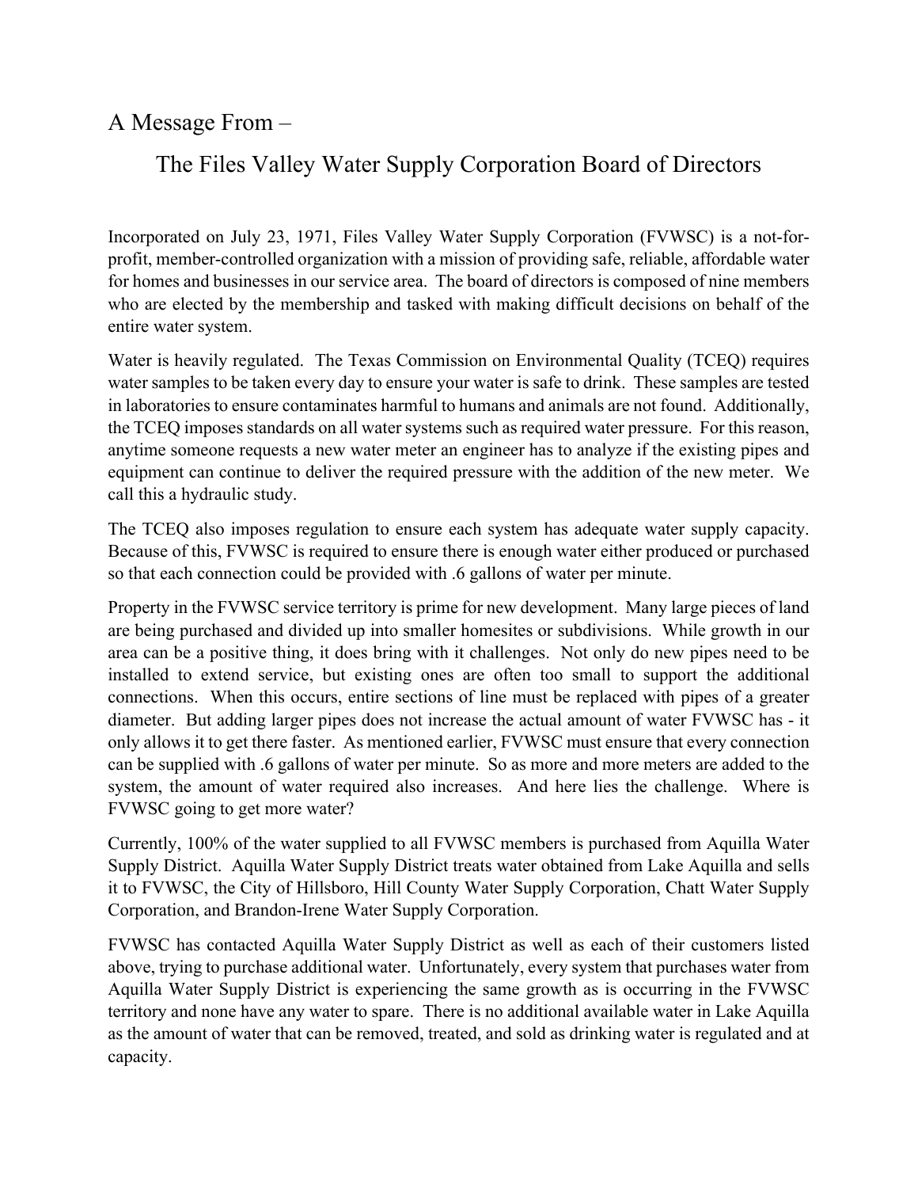# A Message From –

## The Files Valley Water Supply Corporation Board of Directors

Incorporated on July 23, 1971, Files Valley Water Supply Corporation (FVWSC) is a not-for-profit, member-controlled organization with a mission of providing safe, reliable, affordable water for homes and businesses in our service area. The board of directors is composed of nine members who are elected by the membership and tasked with making difficult decisions on behalf of the entire water system.

Water is heavily regulated. The Texas Commission on Environmental Quality (TCEQ) requires water samples to be taken every day to ensure your water is safe to drink. These samples are tested in laboratories to ensure contaminates harmful to humans and animals are not found. Additionally, the TCEQ imposes standards on all water systems such as required water pressure. For this reason, anytime someone requests a new water meter an engineer has to analyze if the existing pipes and equipment can continue to deliver the required pressure with the addition of the new meter. We call this a hydraulic study.

The TCEQ also imposes regulation to ensure each system has adequate water supply capacity. Because of this, FVWSC is required to ensure there is enough water either produced or purchased so that each connection could be provided with .6 gallons of water per minute.

Property in the FVWSC service territory is prime for new development. Many large pieces of land are being purchased and divided up into smaller homesites or subdivisions. While growth in our area can be a positive thing, it does bring with it challenges. Not only do new pipes need to be installed to extend service, but existing ones are often too small to support the additional connections. When this occurs, entire sections of line must be replaced with pipes of a greater diameter. But adding larger pipes does not increase the actual amount of water FVWSC has - it only allows it to get there faster. As mentioned earlier, FVWSC must ensure that every connection can be supplied with .6 gallons of water per minute. So as more and more meters are added to the system, the amount of water required also increases. And here lies the challenge. Where is FVWSC going to get more water?

Currently, 100% of the water supplied to all FVWSC members is purchased from Aquilla Water Supply District. Aquilla Water Supply District treats water obtained from Lake Aquilla and sells it to FVWSC, the City of Hillsboro, Hill County Water Supply Corporation, Chatt Water Supply Corporation, and Brandon-Irene Water Supply Corporation.

FVWSC has contacted Aquilla Water Supply District as well as each of their customers listed above, trying to purchase additional water. Unfortunately, every system that purchases water from Aquilla Water Supply District is experiencing the same growth as is occurring in the FVWSC territory and none have any water to spare. There is no additional available water in Lake Aquilla as the amount of water that can be removed, treated, and sold as drinking water is regulated and at capacity.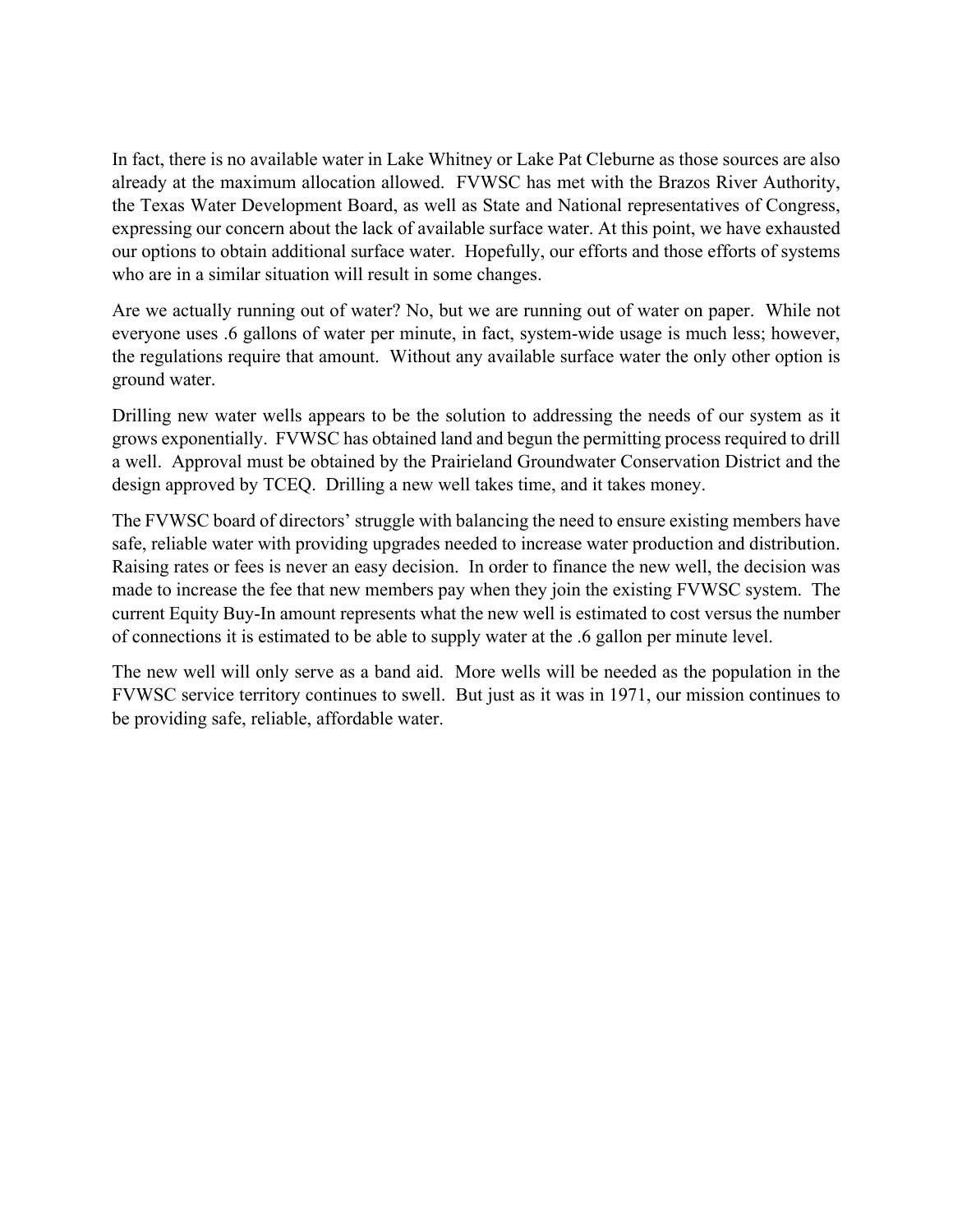In fact, there is no available water in Lake Whitney or Lake Pat Cleburne as those sources are also already at the maximum allocation allowed. FVWSC has met with the Brazos River Authority, the Texas Water Development Board, as well as State and National representatives of Congress, expressing our concern about the lack of available surface water. At this point, we have exhausted our options to obtain additional surface water. Hopefully, our efforts and those efforts of systems who are in a similar situation will result in some changes.

Are we actually running out of water? No, but we are running out of water on paper. While not everyone uses .6 gallons of water per minute, in fact, system-wide usage is much less; however, the regulations require that amount. Without any available surface water the only other option is ground water.

Drilling new water wells appears to be the solution to addressing the needs of our system as it grows exponentially. FVWSC has obtained land and begun the permitting process required to drill a well. Approval must be obtained by the Prairieland Groundwater Conservation District and the design approved by TCEQ. Drilling a new well takes time, and it takes money.

The FVWSC board of directors' struggle with balancing the need to ensure existing members have safe, reliable water with providing upgrades needed to increase water production and distribution. Raising rates or fees is never an easy decision. In order to finance the new well, the decision was made to increase the fee that new members pay when they join the existing FVWSC system. The current Equity Buy-In amount represents what the new well is estimated to cost versus the number of connections it is estimated to be able to supply water at the .6 gallon per minute level.

The new well will only serve as a band aid. More wells will be needed as the population in the FVWSC service territory continues to swell. But just as it was in 1971, our mission continues to be providing safe, reliable, affordable water.